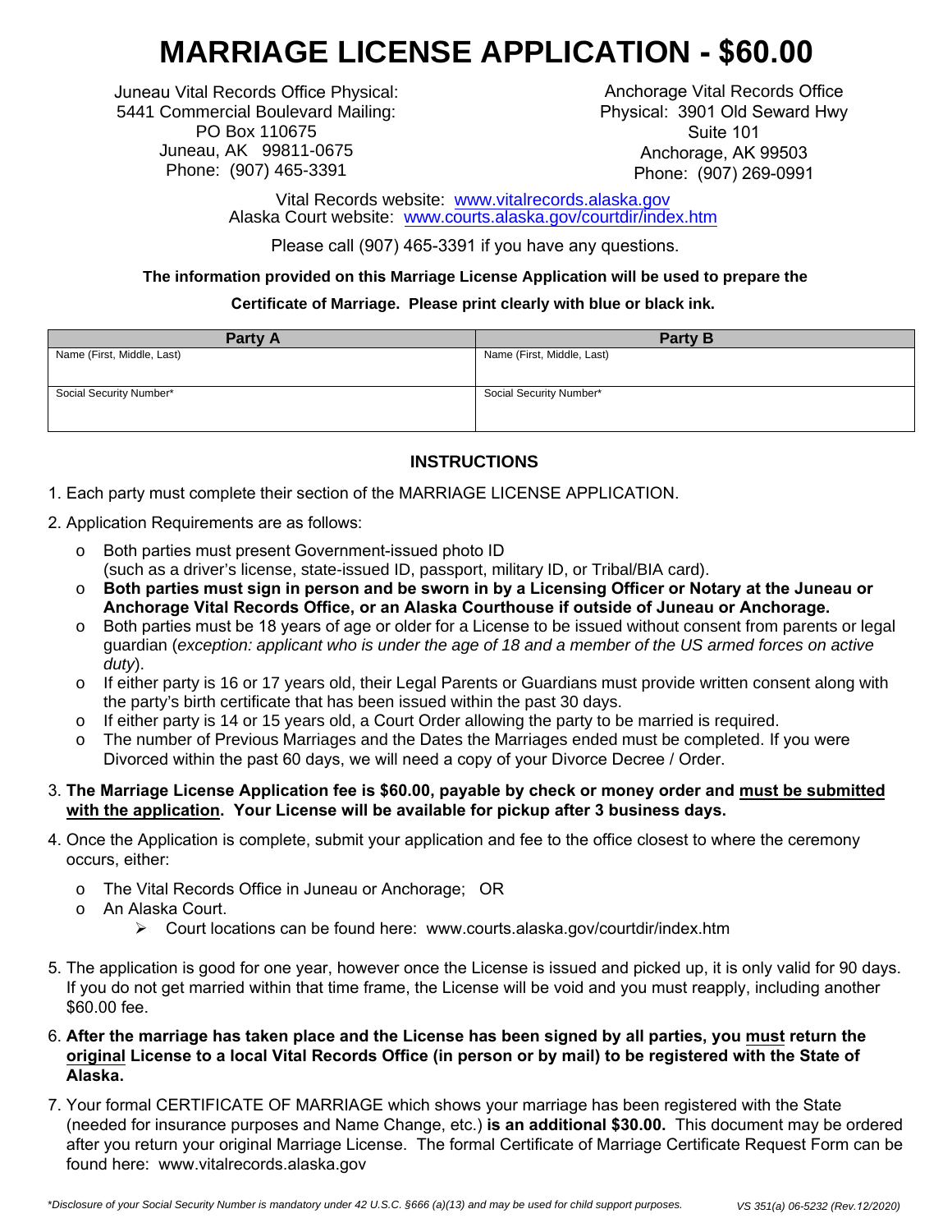# MARRIAGE LICENSE APPLICATION - $60.00

Juneau Vital Records Office Physical:
5441 Commercial Boulevard Mailing:
PO Box 110675
Juneau, AK 99811-0675
Phone: (907) 465-3391

Anchorage Vital Records Office
Physical: 3901 Old Seward Hwy
Suite 101
Anchorage, AK 99503
Phone: (907) 269-0991

Vital Records website: www.vitalrecords.alaska.gov
Alaska Court website: www.courts.alaska.gov/courtdir/index.htm

Please call (907) 465-3391 if you have any questions.

**The information provided on this Marriage License Application will be used to prepare the Certificate of Marriage. Please print clearly with blue or black ink.**

| Party A | Party B |
|---|---|
| Name (First, Middle, Last) | Name (First, Middle, Last) |
| Social Security Number* | Social Security Number* |

## INSTRUCTIONS

1. Each party must complete their section of the MARRIAGE LICENSE APPLICATION.
2. Application Requirements are as follows:
   - Both parties must present Government-issued photo ID (such as a driver's license, state-issued ID, passport, military ID, or Tribal/BIA card).
   - **Both parties must sign in person and be sworn in by a Licensing Officer or Notary at the Juneau or Anchorage Vital Records Office, or an Alaska Courthouse if outside of Juneau or Anchorage.**
   - Both parties must be 18 years of age or older for a License to be issued without consent from parents or legal guardian (*exception: applicant who is under the age of 18 and a member of the US armed forces on active duty*).
   - If either party is 16 or 17 years old, their Legal Parents or Guardians must provide written consent along with the party's birth certificate that has been issued within the past 30 days.
   - If either party is 14 or 15 years old, a Court Order allowing the party to be married is required.
   - The number of Previous Marriages and the Dates the Marriages ended must be completed. If you were Divorced within the past 60 days, we will need a copy of your Divorce Decree / Order.
3. **The Marriage License Application fee is $60.00, payable by check or money order and <u>must be submitted with the application</u>. Your License will be available for pickup after 3 business days.**
4. Once the Application is complete, submit your application and fee to the office closest to where the ceremony occurs, either:
   - The Vital Records Office in Juneau or Anchorage; OR
   - An Alaska Court.
     - Court locations can be found here: www.courts.alaska.gov/courtdir/index.htm
5. The application is good for one year, however once the License is issued and picked up, it is only valid for 90 days. If you do not get married within that time frame, the License will be void and you must reapply, including another $60.00 fee.
6. **After the marriage has taken place and the License has been signed by all parties, you <u>must</u> return the <u>original</u> License to a local Vital Records Office (in person or by mail) to be registered with the State of Alaska.**
7. Your formal CERTIFICATE OF MARRIAGE which shows your marriage has been registered with the State (needed for insurance purposes and Name Change, etc.) **is an additional $30.00.** This document may be ordered after you return your original Marriage License. The formal Certificate of Marriage Certificate Request Form can be found here: www.vitalrecords.alaska.gov

*\*Disclosure of your Social Security Number is mandatory under 42 U.S.C. §666 (a)(13) and may be used for child support purposes.*

*VS 351(a) 06-5232 (Rev.12/2020)*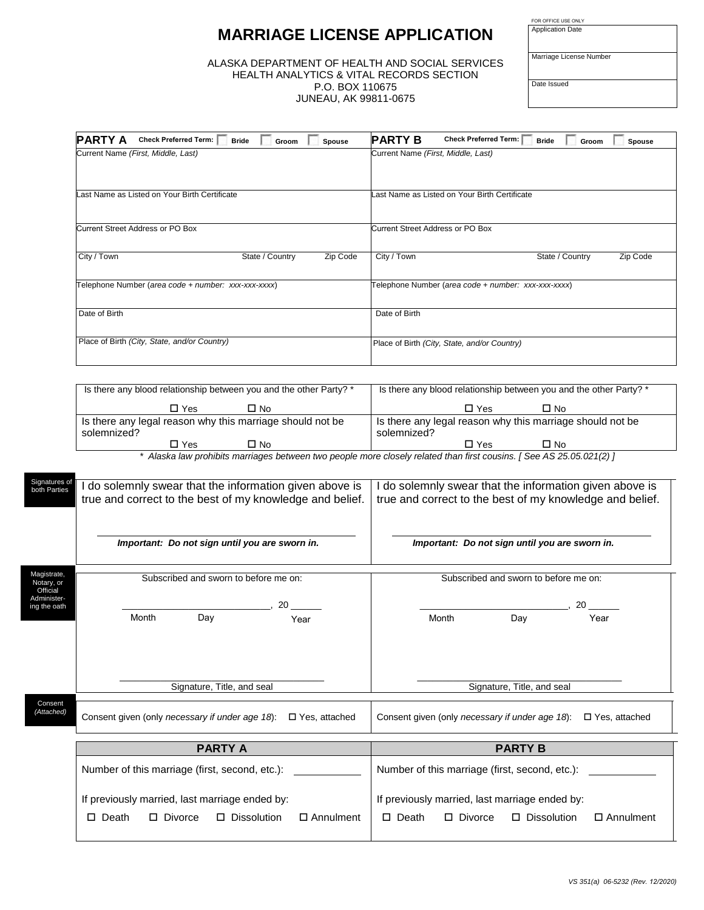# MARRIAGE LICENSE APPLICATION

ALASKA DEPARTMENT OF HEALTH AND SOCIAL SERVICES
HEALTH ANALYTICS & VITAL RECORDS SECTION
P.O. BOX 110675
JUNEAU, AK 99811-0675

| FOR OFFICE USE ONLY |
|---|
| Application Date |
| Marriage License Number |
| Date Issued |

| **PARTY A** Check Preferred Term: ☐ Bride ☐ Groom ☐ Spouse | **PARTY B** Check Preferred Term: ☐ Bride ☐ Groom ☐ Spouse |
|---|---|
| Current Name *(First, Middle, Last)* | Current Name *(First, Middle, Last)* |
| Last Name as Listed on Your Birth Certificate | Last Name as Listed on Your Birth Certificate |
| Current Street Address or PO Box | Current Street Address or PO Box |
| City / Town   State / Country   Zip Code | City / Town   State / Country   Zip Code |
| Telephone Number (*area code + number: xxx-xxx-xxxx*) | Telephone Number (*area code + number: xxx-xxx-xxxx*) |
| Date of Birth | Date of Birth |
| Place of Birth *(City, State, and/or Country)* | Place of Birth *(City, State, and/or Country)* |

| Party A | Party B |
|---|---|
| Is there any blood relationship between you and the other Party? * ☐ Yes ☐ No | Is there any blood relationship between you and the other Party? * ☐ Yes ☐ No |
| Is there any legal reason why this marriage should not be solemnized? ☐ Yes ☐ No | Is there any legal reason why this marriage should not be solemnized? ☐ Yes ☐ No |

*\* Alaska law prohibits marriages between two people more closely related than first cousins. [ See AS 25.05.021(2) ]*

**Signatures of both Parties**

| Party A | Party B |
|---|---|
| I do solemnly swear that the information given above is true and correct to the best of my knowledge and belief.<br><br>_______________________<br>***Important: Do not sign until you are sworn in.*** | I do solemnly swear that the information given above is true and correct to the best of my knowledge and belief.<br><br>_______________________<br>***Important: Do not sign until you are sworn in.*** |

**Magistrate, Notary, or Official Administering the oath**

| Party A | Party B |
|---|---|
| Subscribed and sworn to before me on:<br>_______________________, 20 ______<br>Month Day Year<br><br>_______________________<br>Signature, Title, and seal | Subscribed and sworn to before me on:<br>_______________________, 20 ______<br>Month Day Year<br><br>_______________________<br>Signature, Title, and seal |

**Consent *(Attached)***

| Party A | Party B |
|---|---|
| Consent given (only *necessary if under age 18*): ☐ Yes, attached | Consent given (only *necessary if under age 18*): ☐ Yes, attached |

| PARTY A | PARTY B |
|---|---|
| Number of this marriage (first, second, etc.): ___________ | Number of this marriage (first, second, etc.): ___________ |
| If previously married, last marriage ended by:<br>☐ Death ☐ Divorce ☐ Dissolution ☐ Annulment | If previously married, last marriage ended by:<br>☐ Death ☐ Divorce ☐ Dissolution ☐ Annulment |

*VS 351(a) 06-5232 (Rev. 12/2020)*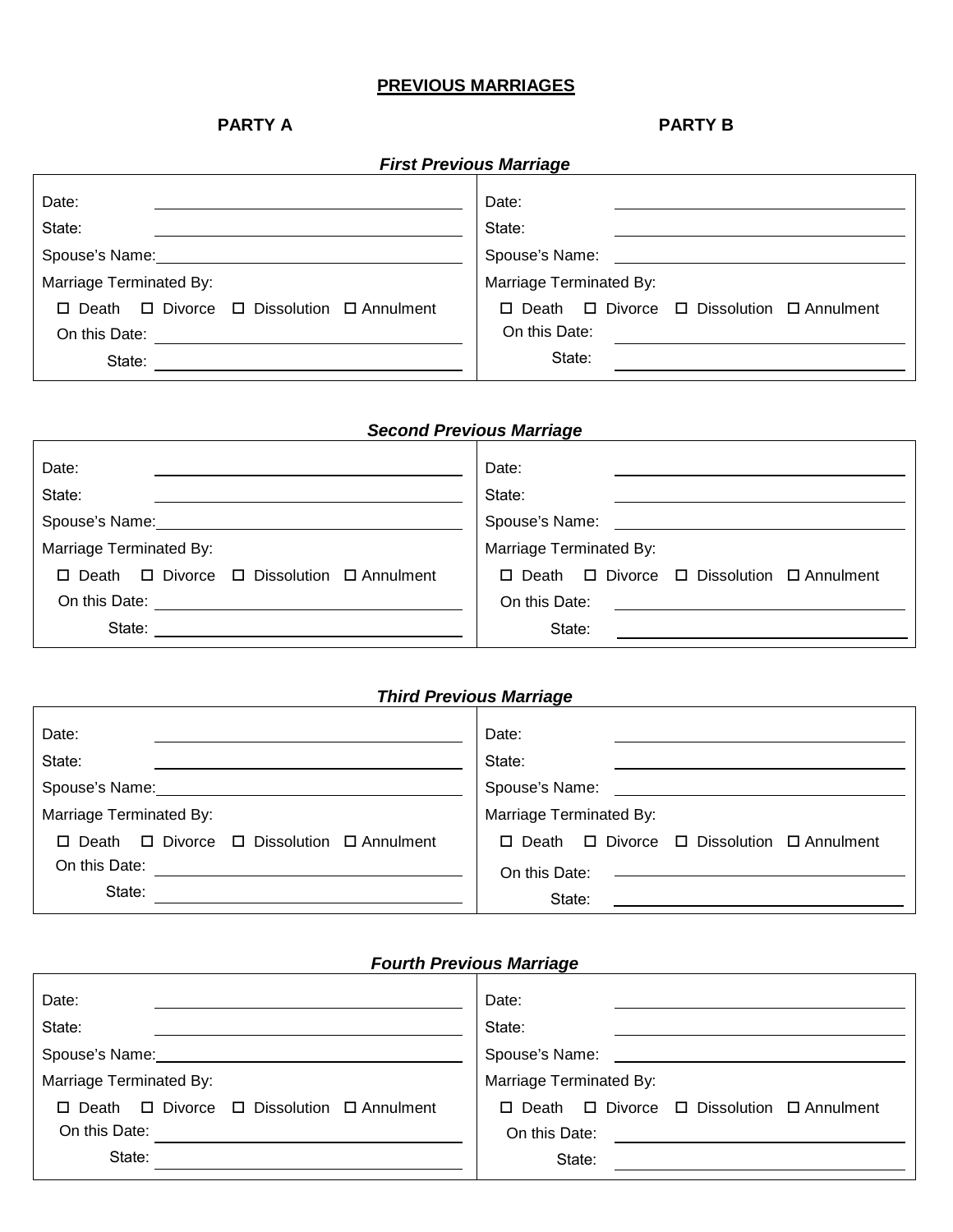## PREVIOUS MARRIAGES

### *First Previous Marriage*

| PARTY A | PARTY B |
|---|---|
| Date: ______________________ | Date: ______________________ |
| State: ______________________ | State: ______________________ |
| Spouse's Name: ______________________ | Spouse's Name: ______________________ |
| Marriage Terminated By: | Marriage Terminated By: |
| ☐ Death ☐ Divorce ☐ Dissolution ☐ Annulment | ☐ Death ☐ Divorce ☐ Dissolution ☐ Annulment |
| On this Date: ______________________ | On this Date: ______________________ |
| State: ______________________ | State: ______________________ |

### *Second Previous Marriage*

| PARTY A | PARTY B |
|---|---|
| Date: ______________________ | Date: ______________________ |
| State: ______________________ | State: ______________________ |
| Spouse's Name: ______________________ | Spouse's Name: ______________________ |
| Marriage Terminated By: | Marriage Terminated By: |
| ☐ Death ☐ Divorce ☐ Dissolution ☐ Annulment | ☐ Death ☐ Divorce ☐ Dissolution ☐ Annulment |
| On this Date: ______________________ | On this Date: ______________________ |
| State: ______________________ | State: ______________________ |

### *Third Previous Marriage*

| PARTY A | PARTY B |
|---|---|
| Date: ______________________ | Date: ______________________ |
| State: ______________________ | State: ______________________ |
| Spouse's Name: ______________________ | Spouse's Name: ______________________ |
| Marriage Terminated By: | Marriage Terminated By: |
| ☐ Death ☐ Divorce ☐ Dissolution ☐ Annulment | ☐ Death ☐ Divorce ☐ Dissolution ☐ Annulment |
| On this Date: ______________________ | On this Date: ______________________ |
| State: ______________________ | State: ______________________ |

### *Fourth Previous Marriage*

| PARTY A | PARTY B |
|---|---|
| Date: ______________________ | Date: ______________________ |
| State: ______________________ | State: ______________________ |
| Spouse's Name: ______________________ | Spouse's Name: ______________________ |
| Marriage Terminated By: | Marriage Terminated By: |
| ☐ Death ☐ Divorce ☐ Dissolution ☐ Annulment | ☐ Death ☐ Divorce ☐ Dissolution ☐ Annulment |
| On this Date: ______________________ | On this Date: ______________________ |
| State: ______________________ | State: ______________________ |